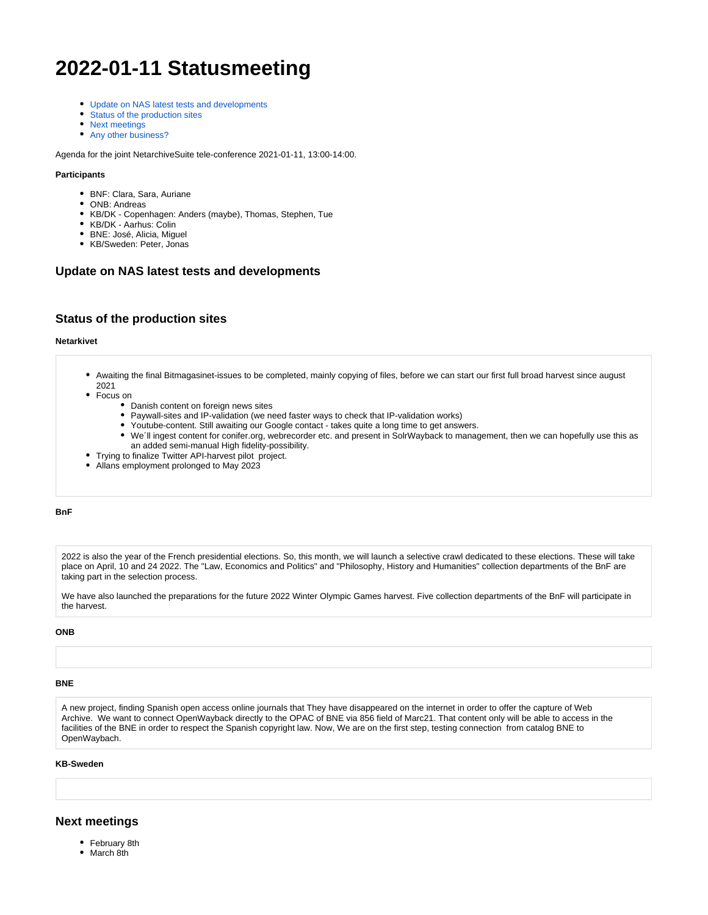# 2022-01-11 Statusmeeting

- Update on NAS latest tests and developments
- Status of the production sites
- Next meetings
- Any other business?

Agenda for the joint NetarchiveSuite tele-conference 2021-01-11, 13:00-14:00.

#### Participants

- BNF: Clara, Sara, Auriane
- ONB: Andreas
- KB/DK - Copenhagen: Anders (maybe), Thomas, Stephen, Tue
- KB/DK - Aarhus: Colin
- BNE: José, Alicia, Miguel
- KB/Sweden: Peter, Jonas

## Update on NAS latest tests and developments

## Status of the production sites

#### Netarkivet

- Awaiting the final Bitmagasinet-issues to be completed, mainly copying of files, before we can start our first full broad harvest since august 2021
- Focus on
  - Danish content on foreign news sites
  - Paywall-sites and IP-validation (we need faster ways to check that IP-validation works)
  - Youtube-content. Still awaiting our Google contact - takes quite a long time to get answers.
  - We´ll ingest content for conifer.org, webrecorder etc. and present in SolrWayback to management, then we can hopefully use this as an added semi-manual High fidelity-possibility.
- Trying to finalize Twitter API-harvest pilot project.
- Allans employment prolonged to May 2023

#### BnF

2022 is also the year of the French presidential elections. So, this month, we will launch a selective crawl dedicated to these elections. These will take place on April, 10 and 24 2022. The "Law, Economics and Politics" and "Philosophy, History and Humanities" collection departments of the BnF are taking part in the selection process.

We have also launched the preparations for the future 2022 Winter Olympic Games harvest. Five collection departments of the BnF will participate in the harvest.

#### ONB

#### BNE

A new project, finding Spanish open access online journals that They have disappeared on the internet in order to offer the capture of Web Archive. We want to connect OpenWayback directly to the OPAC of BNE via 856 field of Marc21. That content only will be able to access in the facilities of the BNE in order to respect the Spanish copyright law. Now, We are on the first step, testing connection from catalog BNE to OpenWaybach.

#### KB-Sweden

## Next meetings

- February 8th
- March 8th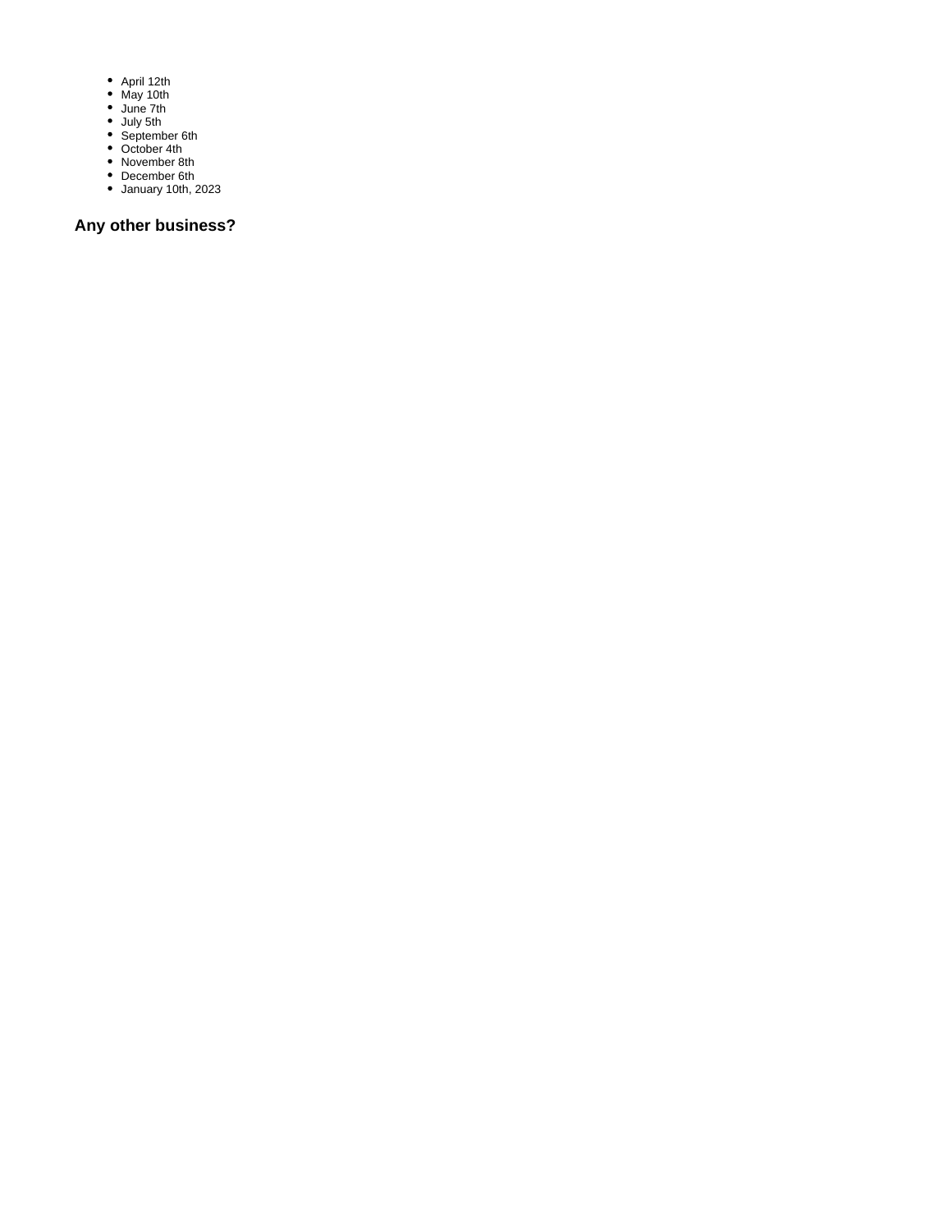- April 12th
- May 10th
- June 7th
- July 5th
- September 6th
- October 4th
- November 8th
- December 6th
- January 10th, 2023

### Any other business?